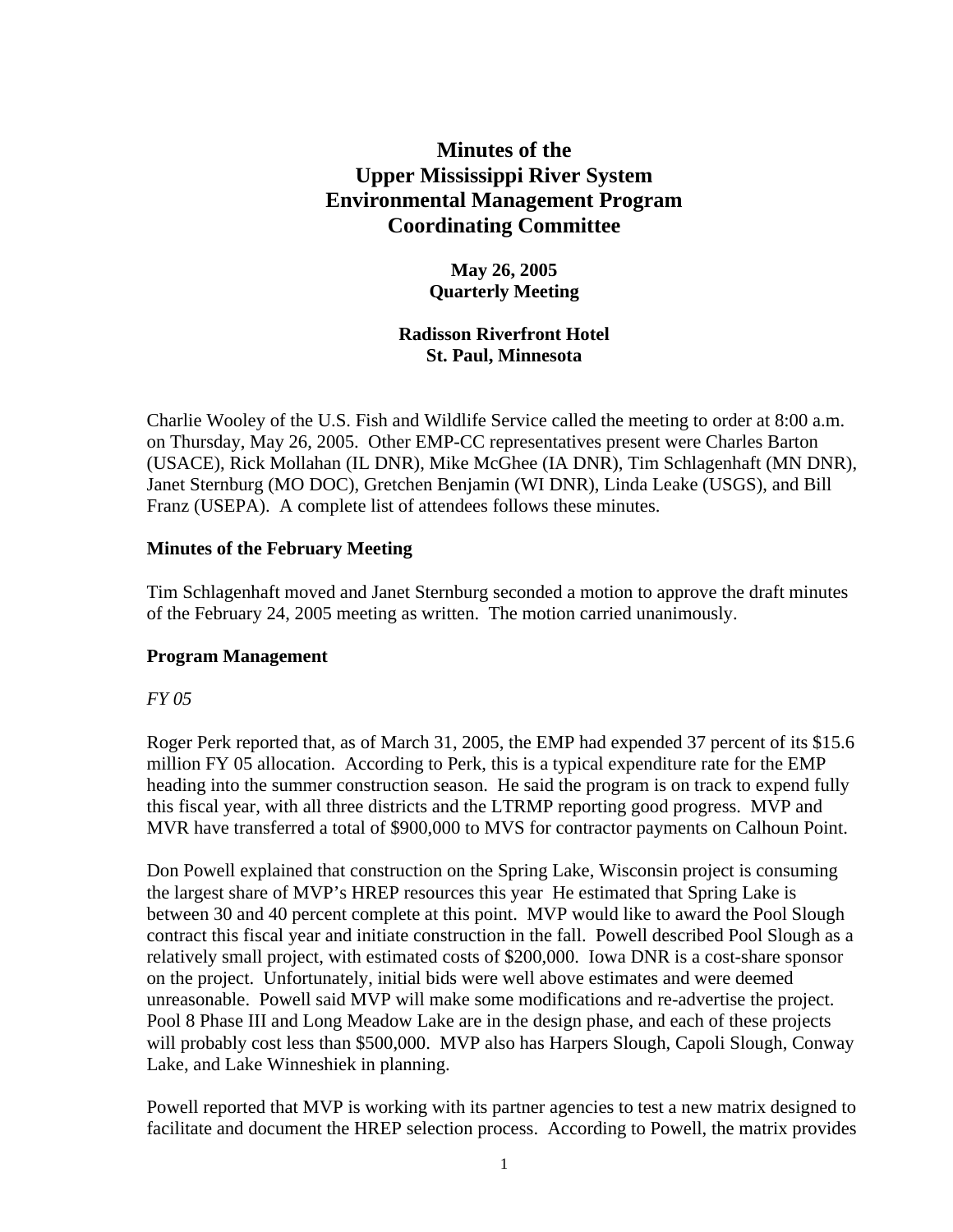# Minutes of the Upper Mississippi River System Environmental Management Program Coordinating Committee

**May 26, 2005**
**Quarterly Meeting**

**Radisson Riverfront Hotel**
**St. Paul, Minnesota**

Charlie Wooley of the U.S. Fish and Wildlife Service called the meeting to order at 8:00 a.m. on Thursday, May 26, 2005. Other EMP-CC representatives present were Charles Barton (USACE), Rick Mollahan (IL DNR), Mike McGhee (IA DNR), Tim Schlagenhaft (MN DNR), Janet Sternburg (MO DOC), Gretchen Benjamin (WI DNR), Linda Leake (USGS), and Bill Franz (USEPA). A complete list of attendees follows these minutes.

### Minutes of the February Meeting

Tim Schlagenhaft moved and Janet Sternburg seconded a motion to approve the draft minutes of the February 24, 2005 meeting as written. The motion carried unanimously.

### Program Management

*FY 05*

Roger Perk reported that, as of March 31, 2005, the EMP had expended 37 percent of its $15.6 million FY 05 allocation. According to Perk, this is a typical expenditure rate for the EMP heading into the summer construction season. He said the program is on track to expend fully this fiscal year, with all three districts and the LTRMP reporting good progress. MVP and MVR have transferred a total of $900,000 to MVS for contractor payments on Calhoun Point.

Don Powell explained that construction on the Spring Lake, Wisconsin project is consuming the largest share of MVP's HREP resources this year He estimated that Spring Lake is between 30 and 40 percent complete at this point. MVP would like to award the Pool Slough contract this fiscal year and initiate construction in the fall. Powell described Pool Slough as a relatively small project, with estimated costs of $200,000. Iowa DNR is a cost-share sponsor on the project. Unfortunately, initial bids were well above estimates and were deemed unreasonable. Powell said MVP will make some modifications and re-advertise the project. Pool 8 Phase III and Long Meadow Lake are in the design phase, and each of these projects will probably cost less than $500,000. MVP also has Harpers Slough, Capoli Slough, Conway Lake, and Lake Winneshiek in planning.

Powell reported that MVP is working with its partner agencies to test a new matrix designed to facilitate and document the HREP selection process. According to Powell, the matrix provides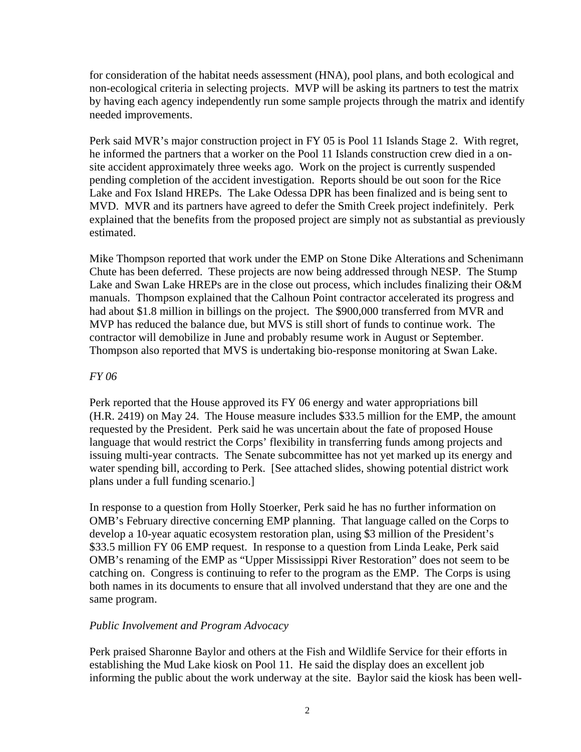for consideration of the habitat needs assessment (HNA), pool plans, and both ecological and non-ecological criteria in selecting projects. MVP will be asking its partners to test the matrix by having each agency independently run some sample projects through the matrix and identify needed improvements.

Perk said MVR's major construction project in FY 05 is Pool 11 Islands Stage 2. With regret, he informed the partners that a worker on the Pool 11 Islands construction crew died in a on-site accident approximately three weeks ago. Work on the project is currently suspended pending completion of the accident investigation. Reports should be out soon for the Rice Lake and Fox Island HREPs. The Lake Odessa DPR has been finalized and is being sent to MVD. MVR and its partners have agreed to defer the Smith Creek project indefinitely. Perk explained that the benefits from the proposed project are simply not as substantial as previously estimated.

Mike Thompson reported that work under the EMP on Stone Dike Alterations and Schenimann Chute has been deferred. These projects are now being addressed through NESP. The Stump Lake and Swan Lake HREPs are in the close out process, which includes finalizing their O&M manuals. Thompson explained that the Calhoun Point contractor accelerated its progress and had about $1.8 million in billings on the project. The $900,000 transferred from MVR and MVP has reduced the balance due, but MVS is still short of funds to continue work. The contractor will demobilize in June and probably resume work in August or September. Thompson also reported that MVS is undertaking bio-response monitoring at Swan Lake.

*FY 06*

Perk reported that the House approved its FY 06 energy and water appropriations bill (H.R. 2419) on May 24. The House measure includes $33.5 million for the EMP, the amount requested by the President. Perk said he was uncertain about the fate of proposed House language that would restrict the Corps' flexibility in transferring funds among projects and issuing multi-year contracts. The Senate subcommittee has not yet marked up its energy and water spending bill, according to Perk. [See attached slides, showing potential district work plans under a full funding scenario.]

In response to a question from Holly Stoerker, Perk said he has no further information on OMB's February directive concerning EMP planning. That language called on the Corps to develop a 10-year aquatic ecosystem restoration plan, using $3 million of the President's $33.5 million FY 06 EMP request. In response to a question from Linda Leake, Perk said OMB's renaming of the EMP as "Upper Mississippi River Restoration" does not seem to be catching on. Congress is continuing to refer to the program as the EMP. The Corps is using both names in its documents to ensure that all involved understand that they are one and the same program.

*Public Involvement and Program Advocacy*

Perk praised Sharonne Baylor and others at the Fish and Wildlife Service for their efforts in establishing the Mud Lake kiosk on Pool 11. He said the display does an excellent job informing the public about the work underway at the site. Baylor said the kiosk has been well-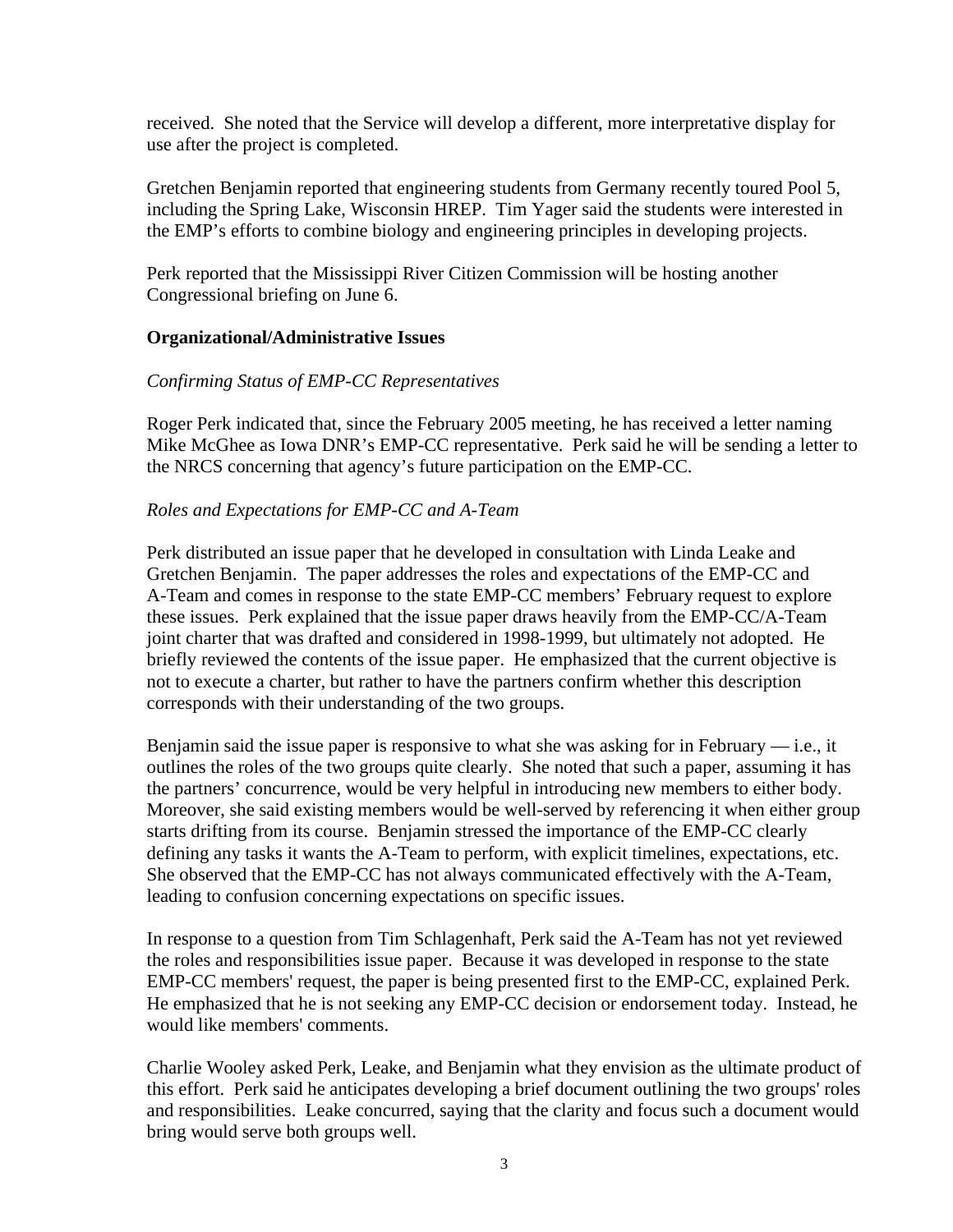received. She noted that the Service will develop a different, more interpretative display for use after the project is completed.

Gretchen Benjamin reported that engineering students from Germany recently toured Pool 5, including the Spring Lake, Wisconsin HREP. Tim Yager said the students were interested in the EMP's efforts to combine biology and engineering principles in developing projects.

Perk reported that the Mississippi River Citizen Commission will be hosting another Congressional briefing on June 6.

**Organizational/Administrative Issues**

*Confirming Status of EMP-CC Representatives*

Roger Perk indicated that, since the February 2005 meeting, he has received a letter naming Mike McGhee as Iowa DNR's EMP-CC representative. Perk said he will be sending a letter to the NRCS concerning that agency's future participation on the EMP-CC.

*Roles and Expectations for EMP-CC and A-Team*

Perk distributed an issue paper that he developed in consultation with Linda Leake and Gretchen Benjamin. The paper addresses the roles and expectations of the EMP-CC and A-Team and comes in response to the state EMP-CC members' February request to explore these issues. Perk explained that the issue paper draws heavily from the EMP-CC/A-Team joint charter that was drafted and considered in 1998-1999, but ultimately not adopted. He briefly reviewed the contents of the issue paper. He emphasized that the current objective is not to execute a charter, but rather to have the partners confirm whether this description corresponds with their understanding of the two groups.

Benjamin said the issue paper is responsive to what she was asking for in February — i.e., it outlines the roles of the two groups quite clearly. She noted that such a paper, assuming it has the partners' concurrence, would be very helpful in introducing new members to either body. Moreover, she said existing members would be well-served by referencing it when either group starts drifting from its course. Benjamin stressed the importance of the EMP-CC clearly defining any tasks it wants the A-Team to perform, with explicit timelines, expectations, etc. She observed that the EMP-CC has not always communicated effectively with the A-Team, leading to confusion concerning expectations on specific issues.

In response to a question from Tim Schlagenhaft, Perk said the A-Team has not yet reviewed the roles and responsibilities issue paper. Because it was developed in response to the state EMP-CC members' request, the paper is being presented first to the EMP-CC, explained Perk. He emphasized that he is not seeking any EMP-CC decision or endorsement today. Instead, he would like members' comments.

Charlie Wooley asked Perk, Leake, and Benjamin what they envision as the ultimate product of this effort. Perk said he anticipates developing a brief document outlining the two groups' roles and responsibilities. Leake concurred, saying that the clarity and focus such a document would bring would serve both groups well.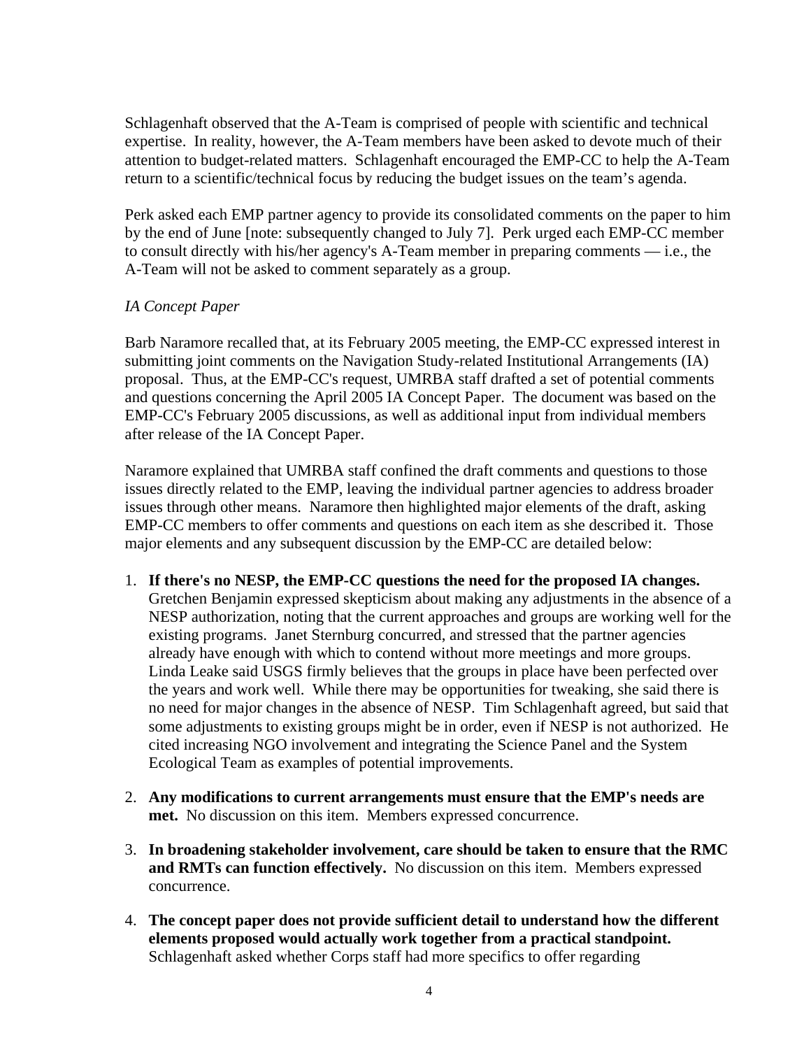Schlagenhaft observed that the A-Team is comprised of people with scientific and technical expertise. In reality, however, the A-Team members have been asked to devote much of their attention to budget-related matters. Schlagenhaft encouraged the EMP-CC to help the A-Team return to a scientific/technical focus by reducing the budget issues on the team's agenda.

Perk asked each EMP partner agency to provide its consolidated comments on the paper to him by the end of June [note: subsequently changed to July 7]. Perk urged each EMP-CC member to consult directly with his/her agency's A-Team member in preparing comments — i.e., the A-Team will not be asked to comment separately as a group.

*IA Concept Paper*

Barb Naramore recalled that, at its February 2005 meeting, the EMP-CC expressed interest in submitting joint comments on the Navigation Study-related Institutional Arrangements (IA) proposal. Thus, at the EMP-CC's request, UMRBA staff drafted a set of potential comments and questions concerning the April 2005 IA Concept Paper. The document was based on the EMP-CC's February 2005 discussions, as well as additional input from individual members after release of the IA Concept Paper.

Naramore explained that UMRBA staff confined the draft comments and questions to those issues directly related to the EMP, leaving the individual partner agencies to address broader issues through other means. Naramore then highlighted major elements of the draft, asking EMP-CC members to offer comments and questions on each item as she described it. Those major elements and any subsequent discussion by the EMP-CC are detailed below:

1. **If there's no NESP, the EMP-CC questions the need for the proposed IA changes.** Gretchen Benjamin expressed skepticism about making any adjustments in the absence of a NESP authorization, noting that the current approaches and groups are working well for the existing programs. Janet Sternburg concurred, and stressed that the partner agencies already have enough with which to contend without more meetings and more groups. Linda Leake said USGS firmly believes that the groups in place have been perfected over the years and work well. While there may be opportunities for tweaking, she said there is no need for major changes in the absence of NESP. Tim Schlagenhaft agreed, but said that some adjustments to existing groups might be in order, even if NESP is not authorized. He cited increasing NGO involvement and integrating the Science Panel and the System Ecological Team as examples of potential improvements.

2. **Any modifications to current arrangements must ensure that the EMP's needs are met.** No discussion on this item. Members expressed concurrence.

3. **In broadening stakeholder involvement, care should be taken to ensure that the RMC and RMTs can function effectively.** No discussion on this item. Members expressed concurrence.

4. **The concept paper does not provide sufficient detail to understand how the different elements proposed would actually work together from a practical standpoint.** Schlagenhaft asked whether Corps staff had more specifics to offer regarding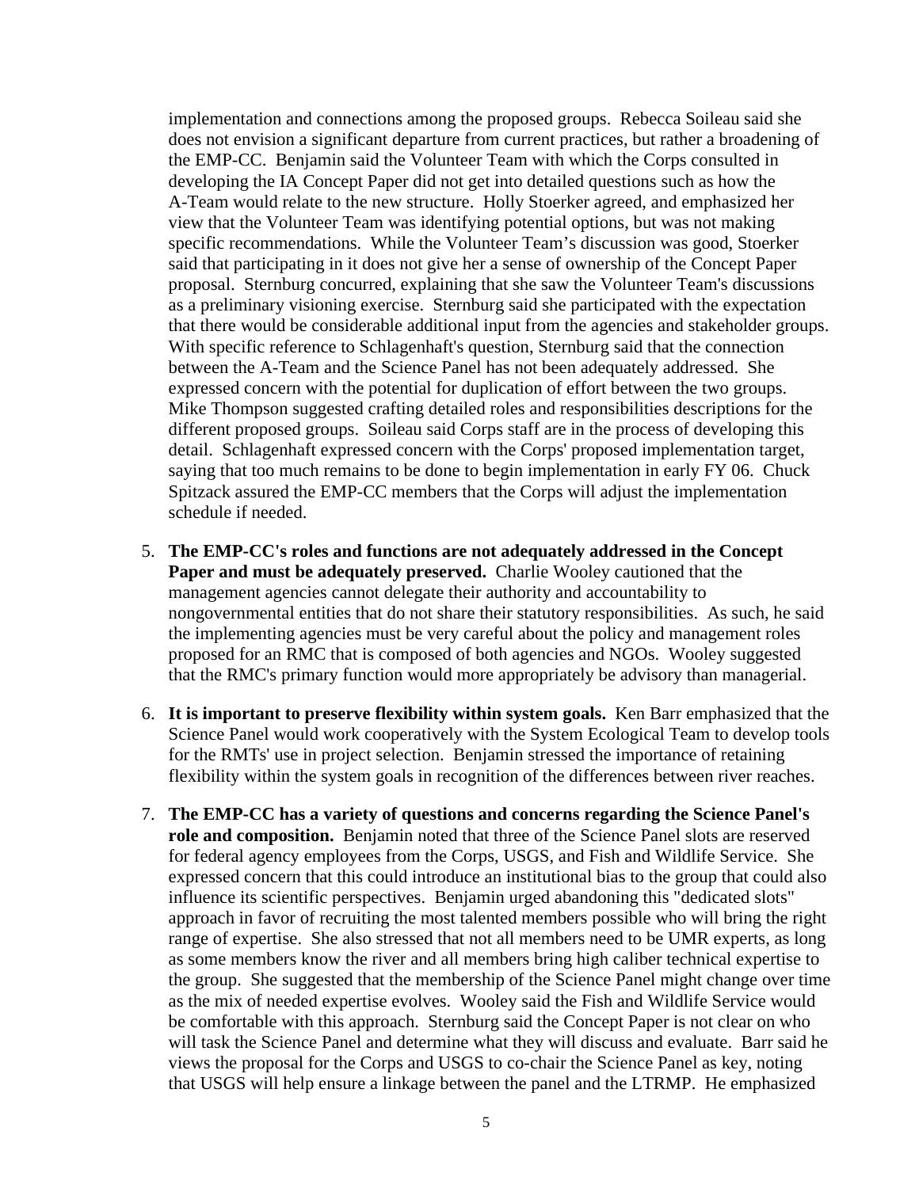implementation and connections among the proposed groups. Rebecca Soileau said she does not envision a significant departure from current practices, but rather a broadening of the EMP-CC. Benjamin said the Volunteer Team with which the Corps consulted in developing the IA Concept Paper did not get into detailed questions such as how the A-Team would relate to the new structure. Holly Stoerker agreed, and emphasized her view that the Volunteer Team was identifying potential options, but was not making specific recommendations. While the Volunteer Team's discussion was good, Stoerker said that participating in it does not give her a sense of ownership of the Concept Paper proposal. Sternburg concurred, explaining that she saw the Volunteer Team's discussions as a preliminary visioning exercise. Sternburg said she participated with the expectation that there would be considerable additional input from the agencies and stakeholder groups. With specific reference to Schlagenhaft's question, Sternburg said that the connection between the A-Team and the Science Panel has not been adequately addressed. She expressed concern with the potential for duplication of effort between the two groups. Mike Thompson suggested crafting detailed roles and responsibilities descriptions for the different proposed groups. Soileau said Corps staff are in the process of developing this detail. Schlagenhaft expressed concern with the Corps' proposed implementation target, saying that too much remains to be done to begin implementation in early FY 06. Chuck Spitzack assured the EMP-CC members that the Corps will adjust the implementation schedule if needed.

5. **The EMP-CC's roles and functions are not adequately addressed in the Concept Paper and must be adequately preserved.** Charlie Wooley cautioned that the management agencies cannot delegate their authority and accountability to nongovernmental entities that do not share their statutory responsibilities. As such, he said the implementing agencies must be very careful about the policy and management roles proposed for an RMC that is composed of both agencies and NGOs. Wooley suggested that the RMC's primary function would more appropriately be advisory than managerial.

6. **It is important to preserve flexibility within system goals.** Ken Barr emphasized that the Science Panel would work cooperatively with the System Ecological Team to develop tools for the RMTs' use in project selection. Benjamin stressed the importance of retaining flexibility within the system goals in recognition of the differences between river reaches.

7. **The EMP-CC has a variety of questions and concerns regarding the Science Panel's role and composition.** Benjamin noted that three of the Science Panel slots are reserved for federal agency employees from the Corps, USGS, and Fish and Wildlife Service. She expressed concern that this could introduce an institutional bias to the group that could also influence its scientific perspectives. Benjamin urged abandoning this "dedicated slots" approach in favor of recruiting the most talented members possible who will bring the right range of expertise. She also stressed that not all members need to be UMR experts, as long as some members know the river and all members bring high caliber technical expertise to the group. She suggested that the membership of the Science Panel might change over time as the mix of needed expertise evolves. Wooley said the Fish and Wildlife Service would be comfortable with this approach. Sternburg said the Concept Paper is not clear on who will task the Science Panel and determine what they will discuss and evaluate. Barr said he views the proposal for the Corps and USGS to co-chair the Science Panel as key, noting that USGS will help ensure a linkage between the panel and the LTRMP. He emphasized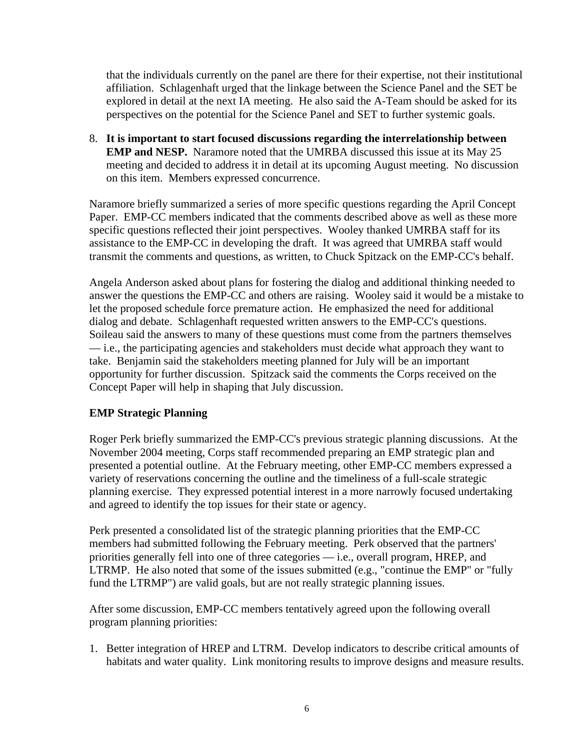that the individuals currently on the panel are there for their expertise, not their institutional affiliation. Schlagenhaft urged that the linkage between the Science Panel and the SET be explored in detail at the next IA meeting. He also said the A-Team should be asked for its perspectives on the potential for the Science Panel and SET to further systemic goals.

8. **It is important to start focused discussions regarding the interrelationship between EMP and NESP.** Naramore noted that the UMRBA discussed this issue at its May 25 meeting and decided to address it in detail at its upcoming August meeting. No discussion on this item. Members expressed concurrence.

Naramore briefly summarized a series of more specific questions regarding the April Concept Paper. EMP-CC members indicated that the comments described above as well as these more specific questions reflected their joint perspectives. Wooley thanked UMRBA staff for its assistance to the EMP-CC in developing the draft. It was agreed that UMRBA staff would transmit the comments and questions, as written, to Chuck Spitzack on the EMP-CC's behalf.

Angela Anderson asked about plans for fostering the dialog and additional thinking needed to answer the questions the EMP-CC and others are raising. Wooley said it would be a mistake to let the proposed schedule force premature action. He emphasized the need for additional dialog and debate. Schlagenhaft requested written answers to the EMP-CC's questions. Soileau said the answers to many of these questions must come from the partners themselves — i.e., the participating agencies and stakeholders must decide what approach they want to take. Benjamin said the stakeholders meeting planned for July will be an important opportunity for further discussion. Spitzack said the comments the Corps received on the Concept Paper will help in shaping that July discussion.

### EMP Strategic Planning

Roger Perk briefly summarized the EMP-CC's previous strategic planning discussions. At the November 2004 meeting, Corps staff recommended preparing an EMP strategic plan and presented a potential outline. At the February meeting, other EMP-CC members expressed a variety of reservations concerning the outline and the timeliness of a full-scale strategic planning exercise. They expressed potential interest in a more narrowly focused undertaking and agreed to identify the top issues for their state or agency.

Perk presented a consolidated list of the strategic planning priorities that the EMP-CC members had submitted following the February meeting. Perk observed that the partners' priorities generally fell into one of three categories — i.e., overall program, HREP, and LTRMP. He also noted that some of the issues submitted (e.g., "continue the EMP" or "fully fund the LTRMP") are valid goals, but are not really strategic planning issues.

After some discussion, EMP-CC members tentatively agreed upon the following overall program planning priorities:

1. Better integration of HREP and LTRM. Develop indicators to describe critical amounts of habitats and water quality. Link monitoring results to improve designs and measure results.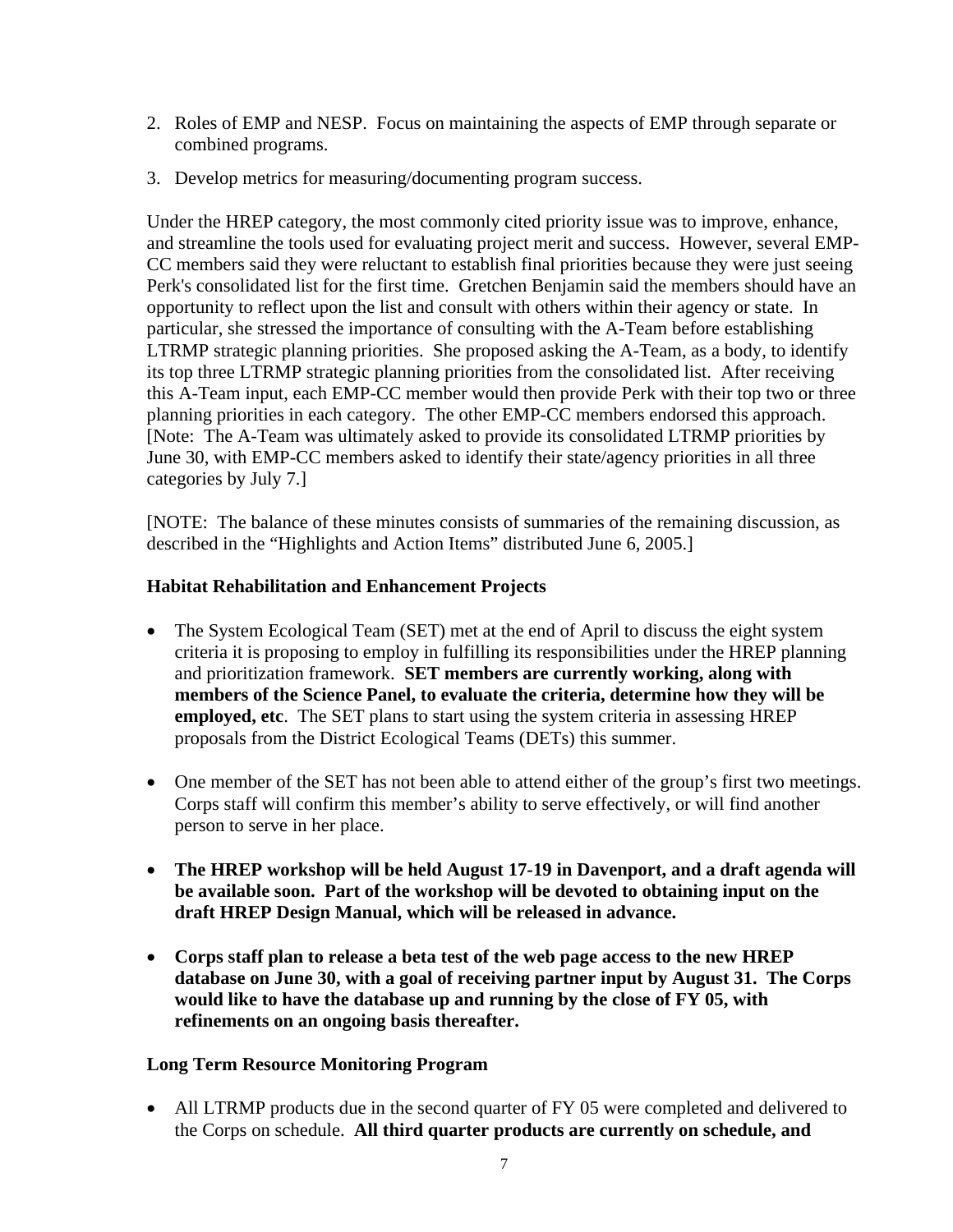2. Roles of EMP and NESP. Focus on maintaining the aspects of EMP through separate or combined programs.

3. Develop metrics for measuring/documenting program success.

Under the HREP category, the most commonly cited priority issue was to improve, enhance, and streamline the tools used for evaluating project merit and success. However, several EMP-CC members said they were reluctant to establish final priorities because they were just seeing Perk's consolidated list for the first time. Gretchen Benjamin said the members should have an opportunity to reflect upon the list and consult with others within their agency or state. In particular, she stressed the importance of consulting with the A-Team before establishing LTRMP strategic planning priorities. She proposed asking the A-Team, as a body, to identify its top three LTRMP strategic planning priorities from the consolidated list. After receiving this A-Team input, each EMP-CC member would then provide Perk with their top two or three planning priorities in each category. The other EMP-CC members endorsed this approach. [Note: The A-Team was ultimately asked to provide its consolidated LTRMP priorities by June 30, with EMP-CC members asked to identify their state/agency priorities in all three categories by July 7.]

[NOTE: The balance of these minutes consists of summaries of the remaining discussion, as described in the "Highlights and Action Items" distributed June 6, 2005.]

### Habitat Rehabilitation and Enhancement Projects

- The System Ecological Team (SET) met at the end of April to discuss the eight system criteria it is proposing to employ in fulfilling its responsibilities under the HREP planning and prioritization framework. **SET members are currently working, along with members of the Science Panel, to evaluate the criteria, determine how they will be employed, etc**. The SET plans to start using the system criteria in assessing HREP proposals from the District Ecological Teams (DETs) this summer.

- One member of the SET has not been able to attend either of the group's first two meetings. Corps staff will confirm this member's ability to serve effectively, or will find another person to serve in her place.

- **The HREP workshop will be held August 17-19 in Davenport, and a draft agenda will be available soon. Part of the workshop will be devoted to obtaining input on the draft HREP Design Manual, which will be released in advance.**

- **Corps staff plan to release a beta test of the web page access to the new HREP database on June 30, with a goal of receiving partner input by August 31. The Corps would like to have the database up and running by the close of FY 05, with refinements on an ongoing basis thereafter.**

### Long Term Resource Monitoring Program

- All LTRMP products due in the second quarter of FY 05 were completed and delivered to the Corps on schedule. **All third quarter products are currently on schedule, and**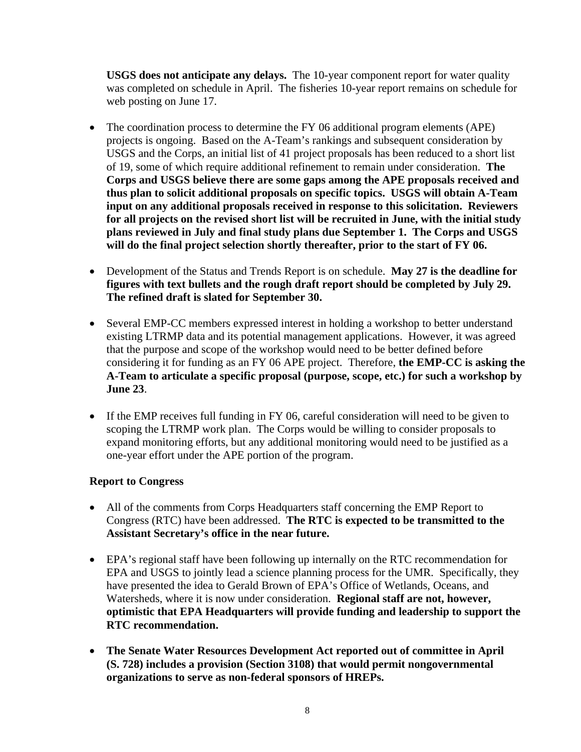**USGS does not anticipate any delays.** The 10-year component report for water quality was completed on schedule in April. The fisheries 10-year report remains on schedule for web posting on June 17.

- The coordination process to determine the FY 06 additional program elements (APE) projects is ongoing. Based on the A-Team's rankings and subsequent consideration by USGS and the Corps, an initial list of 41 project proposals has been reduced to a short list of 19, some of which require additional refinement to remain under consideration. **The Corps and USGS believe there are some gaps among the APE proposals received and thus plan to solicit additional proposals on specific topics. USGS will obtain A-Team input on any additional proposals received in response to this solicitation. Reviewers for all projects on the revised short list will be recruited in June, with the initial study plans reviewed in July and final study plans due September 1. The Corps and USGS will do the final project selection shortly thereafter, prior to the start of FY 06.**

- Development of the Status and Trends Report is on schedule. **May 27 is the deadline for figures with text bullets and the rough draft report should be completed by July 29. The refined draft is slated for September 30.**

- Several EMP-CC members expressed interest in holding a workshop to better understand existing LTRMP data and its potential management applications. However, it was agreed that the purpose and scope of the workshop would need to be better defined before considering it for funding as an FY 06 APE project. Therefore, **the EMP-CC is asking the A-Team to articulate a specific proposal (purpose, scope, etc.) for such a workshop by June 23**.

- If the EMP receives full funding in FY 06, careful consideration will need to be given to scoping the LTRMP work plan. The Corps would be willing to consider proposals to expand monitoring efforts, but any additional monitoring would need to be justified as a one-year effort under the APE portion of the program.

**Report to Congress**

- All of the comments from Corps Headquarters staff concerning the EMP Report to Congress (RTC) have been addressed. **The RTC is expected to be transmitted to the Assistant Secretary's office in the near future.**

- EPA's regional staff have been following up internally on the RTC recommendation for EPA and USGS to jointly lead a science planning process for the UMR. Specifically, they have presented the idea to Gerald Brown of EPA's Office of Wetlands, Oceans, and Watersheds, where it is now under consideration. **Regional staff are not, however, optimistic that EPA Headquarters will provide funding and leadership to support the RTC recommendation.**

- **The Senate Water Resources Development Act reported out of committee in April (S. 728) includes a provision (Section 3108) that would permit nongovernmental organizations to serve as non-federal sponsors of HREPs.**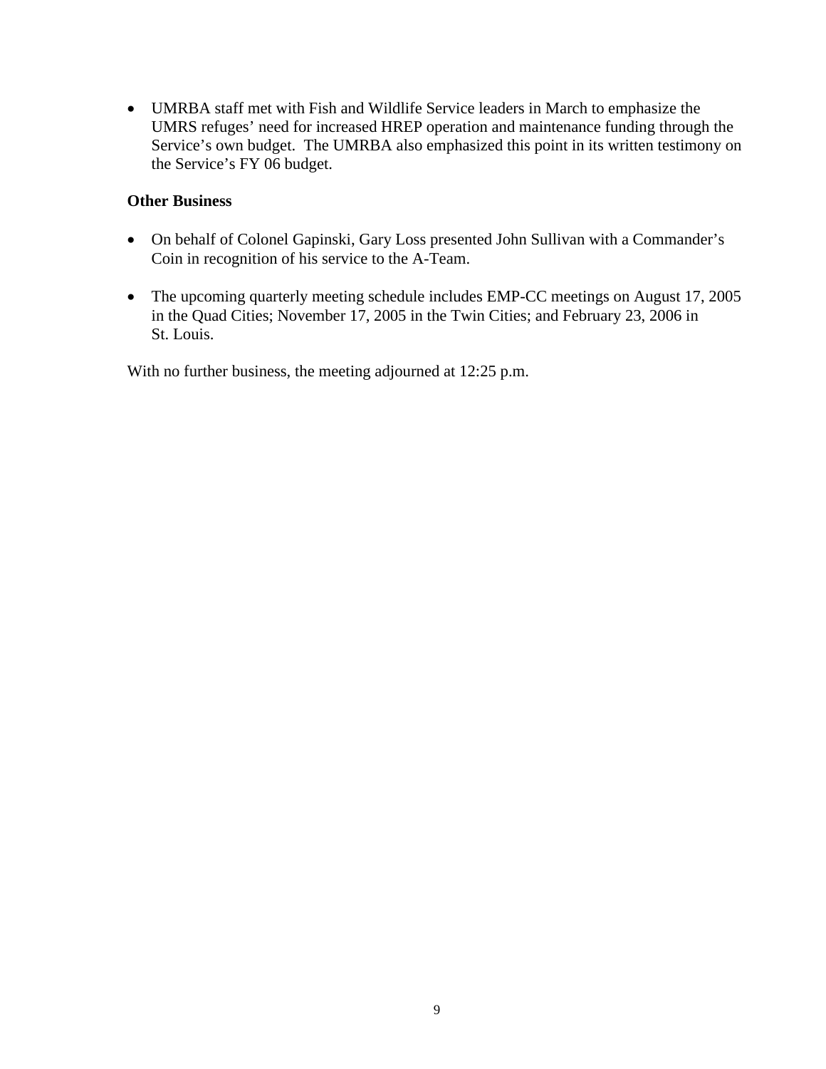- UMRBA staff met with Fish and Wildlife Service leaders in March to emphasize the UMRS refuges' need for increased HREP operation and maintenance funding through the Service's own budget. The UMRBA also emphasized this point in its written testimony on the Service's FY 06 budget.

**Other Business**

- On behalf of Colonel Gapinski, Gary Loss presented John Sullivan with a Commander's Coin in recognition of his service to the A-Team.

- The upcoming quarterly meeting schedule includes EMP-CC meetings on August 17, 2005 in the Quad Cities; November 17, 2005 in the Twin Cities; and February 23, 2006 in St. Louis.

With no further business, the meeting adjourned at 12:25 p.m.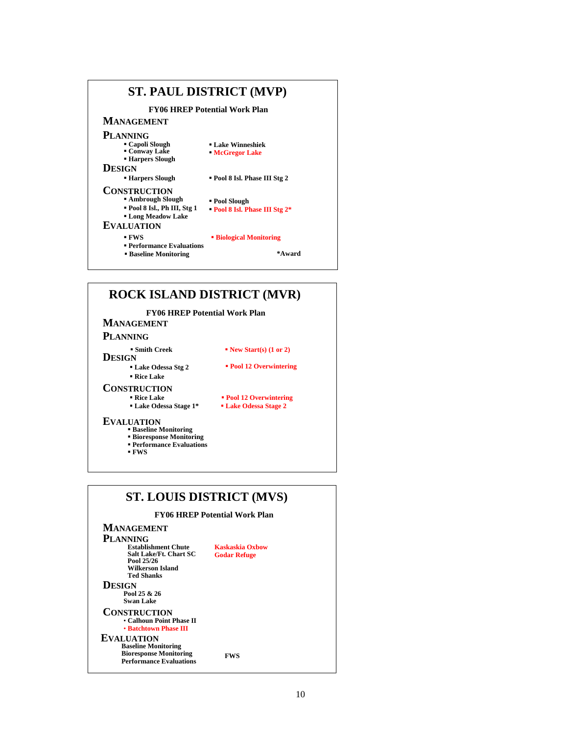## ST. PAUL DISTRICT (MVP)

**FY06 HREP Potential Work Plan**

### MANAGEMENT

### PLANNING

- Capoli Slough
- Conway Lake
- Harpers Slough
- Lake Winneshiek
- McGregor Lake

### DESIGN

- Harpers Slough
- Pool 8 Isl. Phase III Stg 2

### CONSTRUCTION

- Ambrough Slough
- Pool 8 Isl., Ph III, Stg 1
- Long Meadow Lake
- Pool Slough
- Pool 8 Isl. Phase III Stg 2*

### EVALUATION

- FWS
- Performance Evaluations
- Baseline Monitoring
- Biological Monitoring

*Award

## ROCK ISLAND DISTRICT (MVR)

**FY06 HREP Potential Work Plan**

### MANAGEMENT

### PLANNING

- Smith Creek
- New Start(s) (1 or 2)

### DESIGN

- Lake Odessa Stg 2
- Rice Lake
- Pool 12 Overwintering

### CONSTRUCTION

- Rice Lake
- Lake Odessa Stage 1*
- Pool 12 Overwintering
- Lake Odessa Stage 2

### EVALUATION

- Baseline Monitoring
- Bioresponse Monitoring
- Performance Evaluations
- FWS

## ST. LOUIS DISTRICT (MVS)

**FY06 HREP Potential Work Plan**

### MANAGEMENT

### PLANNING

Establishment Chute
Salt Lake/Ft. Chart SC
Pool 25/26
Wilkerson Island
Ted Shanks
Kaskaskia Oxbow
Godar Refuge

### DESIGN

Pool 25 & 26
Swan Lake

### CONSTRUCTION

- Calhoun Point Phase II
- Batchtown Phase III

### EVALUATION

Baseline Monitoring
Bioresponse Monitoring
Performance Evaluations
FWS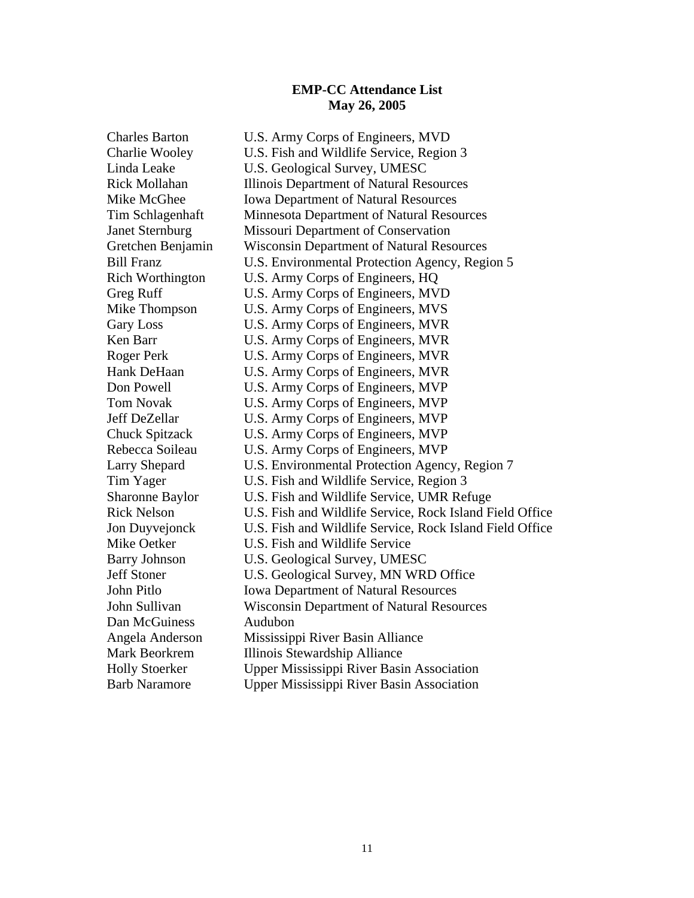**EMP-CC Attendance List**
**May 26, 2005**

| | |
|---|---|
| Charles Barton | U.S. Army Corps of Engineers, MVD |
| Charlie Wooley | U.S. Fish and Wildlife Service, Region 3 |
| Linda Leake | U.S. Geological Survey, UMESC |
| Rick Mollahan | Illinois Department of Natural Resources |
| Mike McGhee | Iowa Department of Natural Resources |
| Tim Schlagenhaft | Minnesota Department of Natural Resources |
| Janet Sternburg | Missouri Department of Conservation |
| Gretchen Benjamin | Wisconsin Department of Natural Resources |
| Bill Franz | U.S. Environmental Protection Agency, Region 5 |
| Rich Worthington | U.S. Army Corps of Engineers, HQ |
| Greg Ruff | U.S. Army Corps of Engineers, MVD |
| Mike Thompson | U.S. Army Corps of Engineers, MVS |
| Gary Loss | U.S. Army Corps of Engineers, MVR |
| Ken Barr | U.S. Army Corps of Engineers, MVR |
| Roger Perk | U.S. Army Corps of Engineers, MVR |
| Hank DeHaan | U.S. Army Corps of Engineers, MVR |
| Don Powell | U.S. Army Corps of Engineers, MVP |
| Tom Novak | U.S. Army Corps of Engineers, MVP |
| Jeff DeZellar | U.S. Army Corps of Engineers, MVP |
| Chuck Spitzack | U.S. Army Corps of Engineers, MVP |
| Rebecca Soileau | U.S. Army Corps of Engineers, MVP |
| Larry Shepard | U.S. Environmental Protection Agency, Region 7 |
| Tim Yager | U.S. Fish and Wildlife Service, Region 3 |
| Sharonne Baylor | U.S. Fish and Wildlife Service, UMR Refuge |
| Rick Nelson | U.S. Fish and Wildlife Service, Rock Island Field Office |
| Jon Duyvejonck | U.S. Fish and Wildlife Service, Rock Island Field Office |
| Mike Oetker | U.S. Fish and Wildlife Service |
| Barry Johnson | U.S. Geological Survey, UMESC |
| Jeff Stoner | U.S. Geological Survey, MN WRD Office |
| John Pitlo | Iowa Department of Natural Resources |
| John Sullivan | Wisconsin Department of Natural Resources |
| Dan McGuiness | Audubon |
| Angela Anderson | Mississippi River Basin Alliance |
| Mark Beorkrem | Illinois Stewardship Alliance |
| Holly Stoerker | Upper Mississippi River Basin Association |
| Barb Naramore | Upper Mississippi River Basin Association |